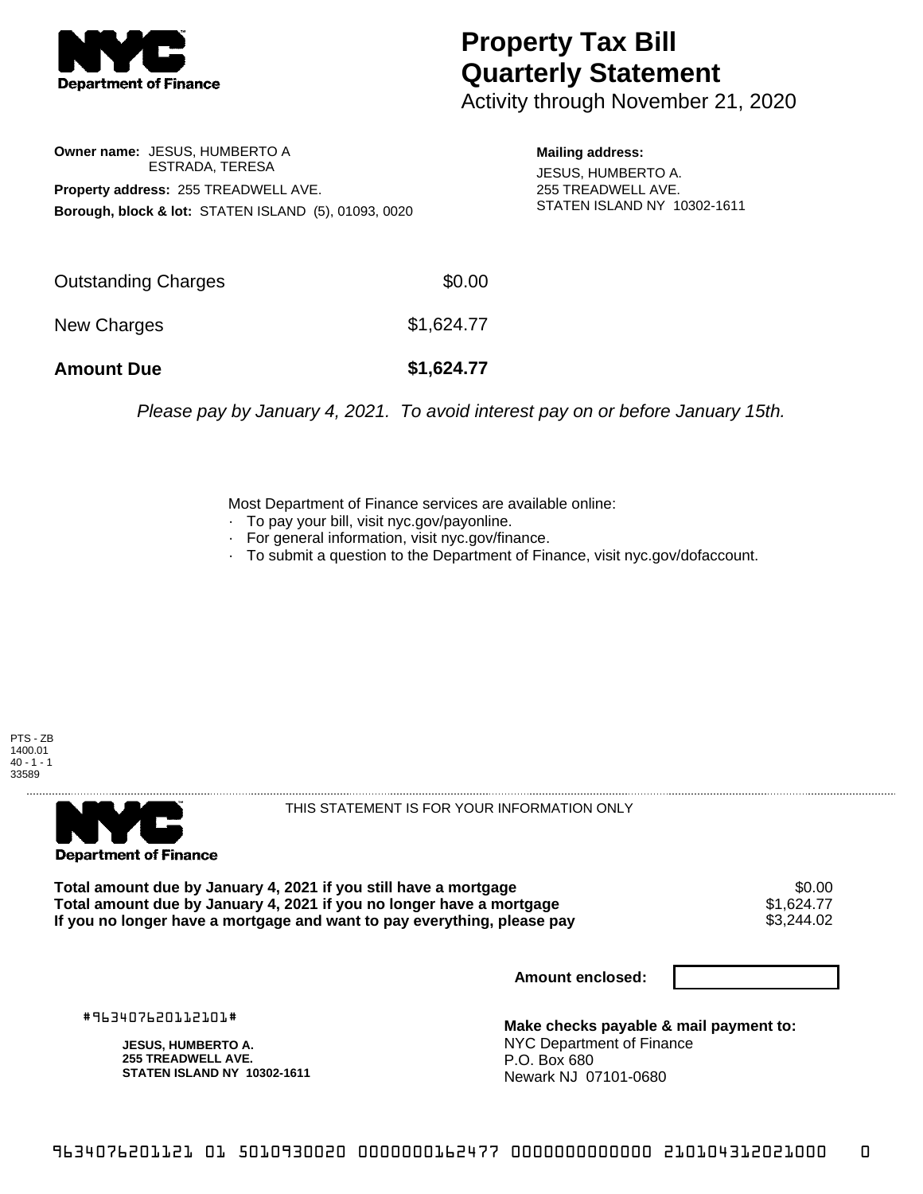**NYC Department of Finance**

# Property Tax Bill Quarterly Statement

Activity through November 21, 2020

**Owner name:** JESUS, HUMBERTO A
ESTRADA, TERESA

**Property address:** 255 TREADWELL AVE.

**Borough, block & lot:** STATEN ISLAND (5), 01093, 0020

**Mailing address:**
JESUS, HUMBERTO A.
255 TREADWELL AVE.
STATEN ISLAND NY 10302-1611

| | |
|---|---|
| Outstanding Charges | $0.00 |
| New Charges | $1,624.77 |
| **Amount Due** | **$1,624.77** |

*Please pay by January 4, 2021. To avoid interest pay on or before January 15th.*

Most Department of Finance services are available online:

- To pay your bill, visit nyc.gov/payonline.
- For general information, visit nyc.gov/finance.
- To submit a question to the Department of Finance, visit nyc.gov/dofaccount.

PTS - ZB
1400.01
40 - 1 - 1
33589

**NYC Department of Finance**

THIS STATEMENT IS FOR YOUR INFORMATION ONLY

| | |
|---|---|
| **Total amount due by January 4, 2021 if you still have a mortgage** | $0.00 |
| **Total amount due by January 4, 2021 if you no longer have a mortgage** | $1,624.77 |
| **If you no longer have a mortgage and want to pay everything, please pay** | $3,244.02 |

**Amount enclosed:**

#963407620112101#

**JESUS, HUMBERTO A.**
**255 TREADWELL AVE.**
**STATEN ISLAND NY 10302-1611**

**Make checks payable & mail payment to:**
NYC Department of Finance
P.O. Box 680
Newark NJ 07101-0680

963407620112101 01 5010930020 0000000162477 0000000000000 210104312021000 0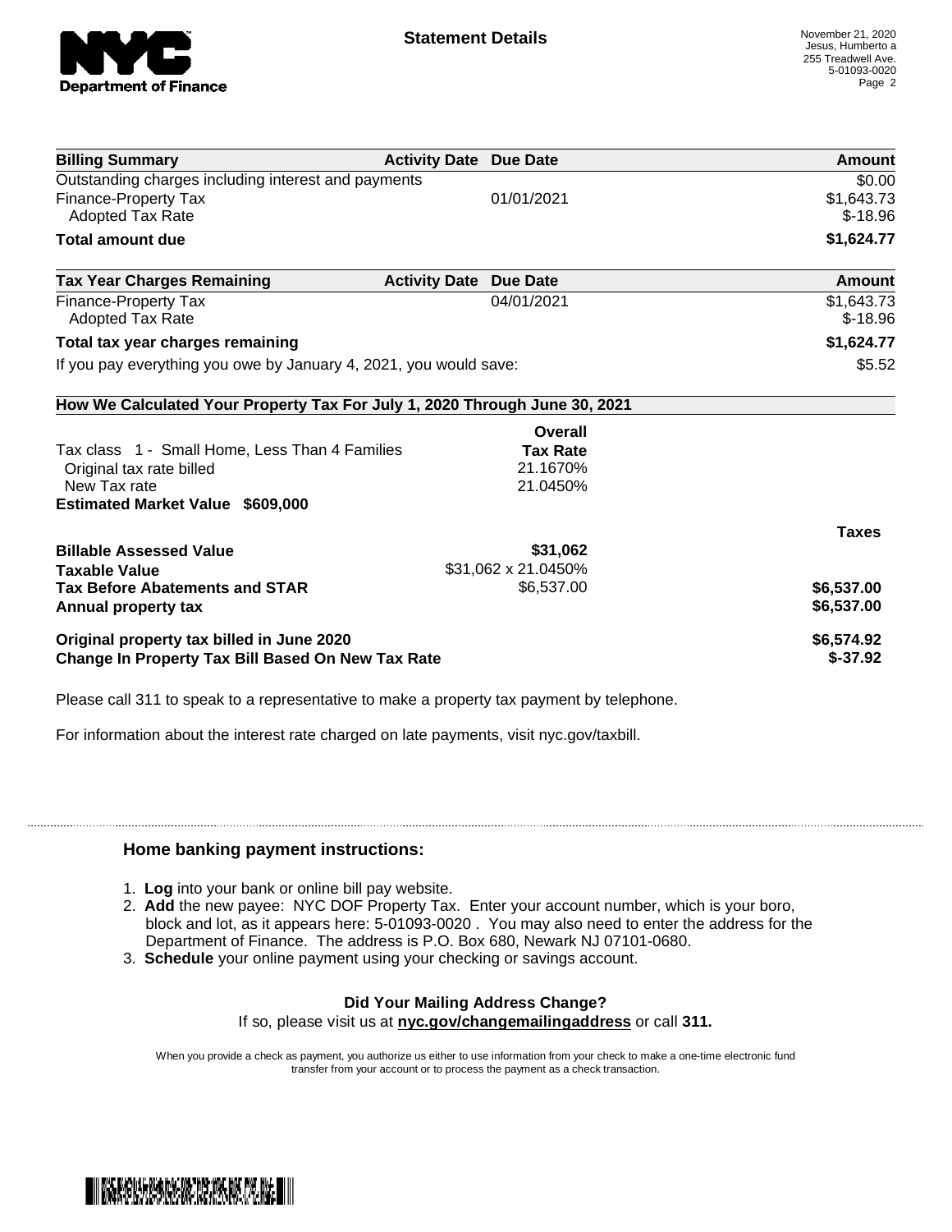## Statement Details

November 21, 2020
Jesus, Humberto a
255 Treadwell Ave.
5-01093-0020

| Billing Summary | Activity Date | Due Date | Amount |
| --- | --- | --- | --- |
| Outstanding charges including interest and payments | | | $0.00 |
| Finance-Property Tax | | 01/01/2021 | $1,643.73 |
| Adopted Tax Rate | | | $-18.96 |
| **Total amount due** | | | **$1,624.77** |

| Tax Year Charges Remaining | Activity Date | Due Date | Amount |
| --- | --- | --- | --- |
| Finance-Property Tax | | 04/01/2021 | $1,643.73 |
| Adopted Tax Rate | | | $-18.96 |
| **Total tax year charges remaining** | | | **$1,624.77** |
| If you pay everything you owe by January 4, 2021, you would save: | | | $5.52 |

**How We Calculated Your Property Tax For July 1, 2020 Through June 30, 2021**

| | Overall Tax Rate | Taxes |
| --- | --- | --- |
| Tax class 1 - Small Home, Less Than 4 Families | | |
| Original tax rate billed | 21.1670% | |
| New Tax rate | 21.0450% | |
| **Estimated Market Value $609,000** | | |
| **Billable Assessed Value** | **$31,062** | |
| **Taxable Value** | $31,062 x 21.0450% | |
| **Tax Before Abatements and STAR** | $6,537.00 | **$6,537.00** |
| **Annual property tax** | | **$6,537.00** |
| **Original property tax billed in June 2020** | | **$6,574.92** |
| **Change In Property Tax Bill Based On New Tax Rate** | | **$-37.92** |

Please call 311 to speak to a representative to make a property tax payment by telephone.

For information about the interest rate charged on late payments, visit nyc.gov/taxbill.

### Home banking payment instructions:

1. **Log** into your bank or online bill pay website.
2. **Add** the new payee: NYC DOF Property Tax. Enter your account number, which is your boro, block and lot, as it appears here: 5-01093-0020 . You may also need to enter the address for the Department of Finance. The address is P.O. Box 680, Newark NJ 07101-0680.
3. **Schedule** your online payment using your checking or savings account.

**Did Your Mailing Address Change?**

If so, please visit us at **nyc.gov/changemailingaddress** or call **311.**

When you provide a check as payment, you authorize us either to use information from your check to make a one-time electronic fund transfer from your account or to process the payment as a check transaction.